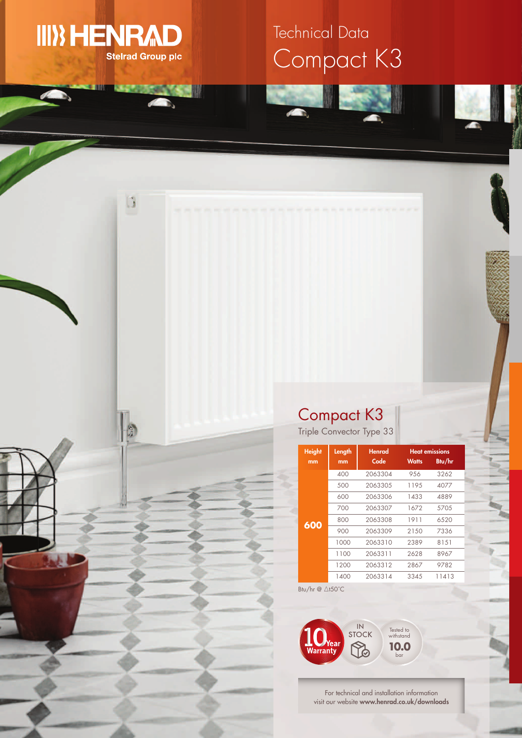HENRAD
Stelrad Group plc

# Technical Data
# Compact K3

## Compact K3

Triple Convector Type 33

| Height mm | Length mm | Henrad Code | Heat emissions Watts | Heat emissions Btu/hr |
|---|---|---|---|---|
| 600 | 400 | 2063304 | 956 | 3262 |
| | 500 | 2063305 | 1195 | 4077 |
| | 600 | 2063306 | 1433 | 4889 |
| | 700 | 2063307 | 1672 | 5705 |
| | 800 | 2063308 | 1911 | 6520 |
| | 900 | 2063309 | 2150 | 7336 |
| | 1000 | 2063310 | 2389 | 8151 |
| | 1100 | 2063311 | 2628 | 8967 |
| | 1200 | 2063312 | 2867 | 9782 |
| | 1400 | 2063314 | 3345 | 11413 |

Btu/hr @ $\Delta t50°C$

10 Year Warranty

IN STOCK

Tested to withstand 10.0 bar

For technical and installation information visit our website **www.henrad.co.uk/downloads**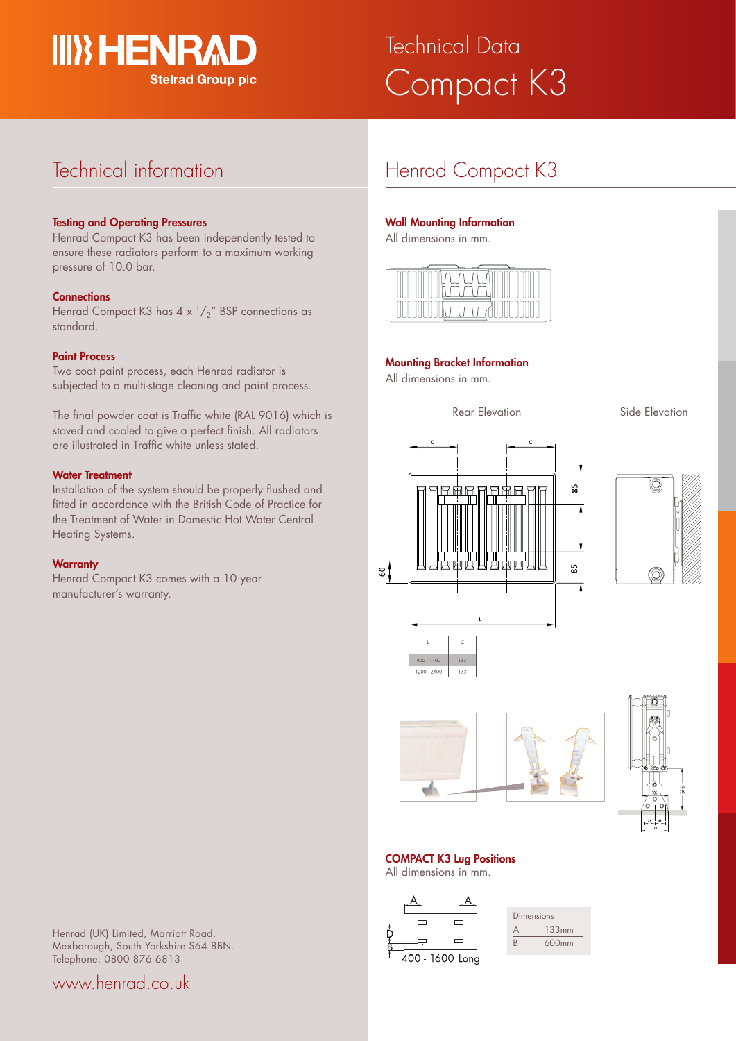# Technical Data
# Compact K3

## Technical information

**Testing and Operating Pressures**
Henrad Compact K3 has been independently tested to ensure these radiators perform to a maximum working pressure of 10.0 bar.

**Connections**
Henrad Compact K3 has 4 x $^1/_2$" BSP connections as standard.

**Paint Process**
Two coat paint process, each Henrad radiator is subjected to a multi-stage cleaning and paint process.

The final powder coat is Traffic white (RAL 9016) which is stoved and cooled to give a perfect finish. All radiators are illustrated in Traffic white unless stated.

**Water Treatment**
Installation of the system should be properly flushed and fitted in accordance with the British Code of Practice for the Treatment of Water in Domestic Hot Water Central Heating Systems.

**Warranty**
Henrad Compact K3 comes with a 10 year manufacturer's warranty.

Henrad (UK) Limited, Marriott Road,
Mexborough, South Yorkshire S64 8BN.
Telephone: 0800 876 6813

www.henrad.co.uk

## Henrad Compact K3

**Wall Mounting Information**
All dimensions in mm.

**Mounting Bracket Information**
All dimensions in mm.

Rear Elevation

Side Elevation

C C 85 85 60 L

| L | C |
|---|---|
| 400 - 1100 | 133 |
| 1200 - 2400 | 133 |

**COMPACT K3 Lug Positions**
All dimensions in mm.

A A D B
400 - 1600 Long

| Dimensions | |
|---|---|
| A | 133mm |
| B | 600mm |